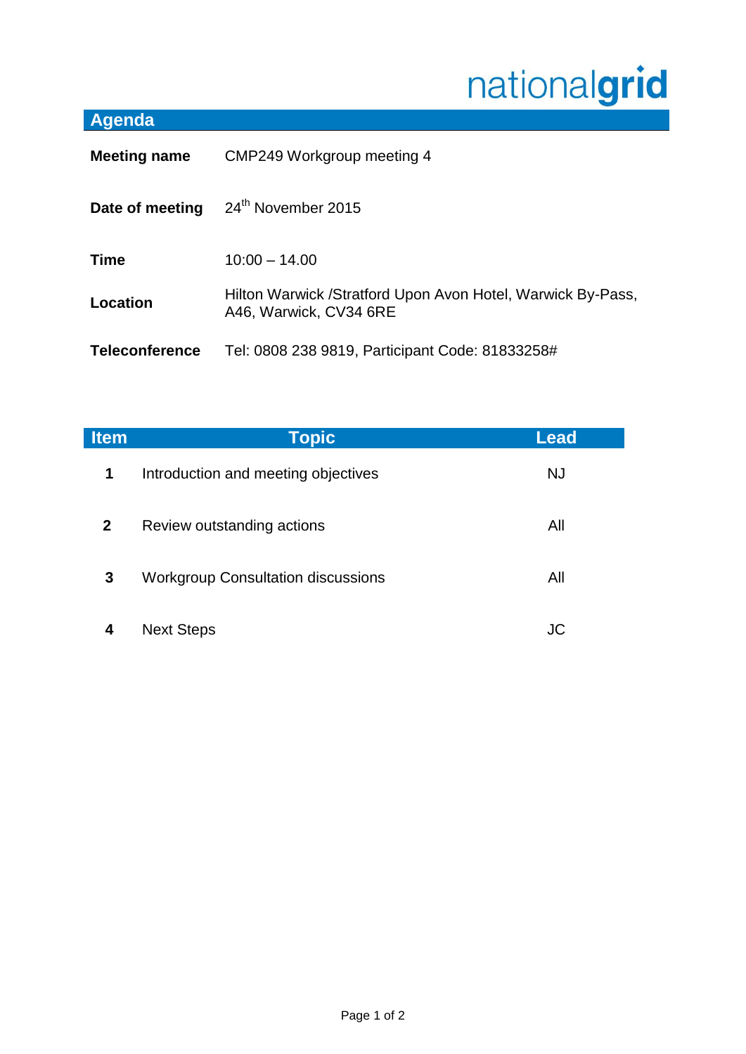nationalgrid

## Agenda

| | |
|---|---|
| **Meeting name** | CMP249 Workgroup meeting 4 |
| **Date of meeting** | 24th November 2015 |
| **Time** | 10:00 – 14.00 |
| **Location** | Hilton Warwick /Stratford Upon Avon Hotel, Warwick By-Pass, A46, Warwick, CV34 6RE |
| **Teleconference** | Tel: 0808 238 9819, Participant Code: 81833258# |

| Item | Topic | Lead |
|---|---|---|
| **1** | Introduction and meeting objectives | NJ |
| **2** | Review outstanding actions | All |
| **3** | Workgroup Consultation discussions | All |
| **4** | Next Steps | JC |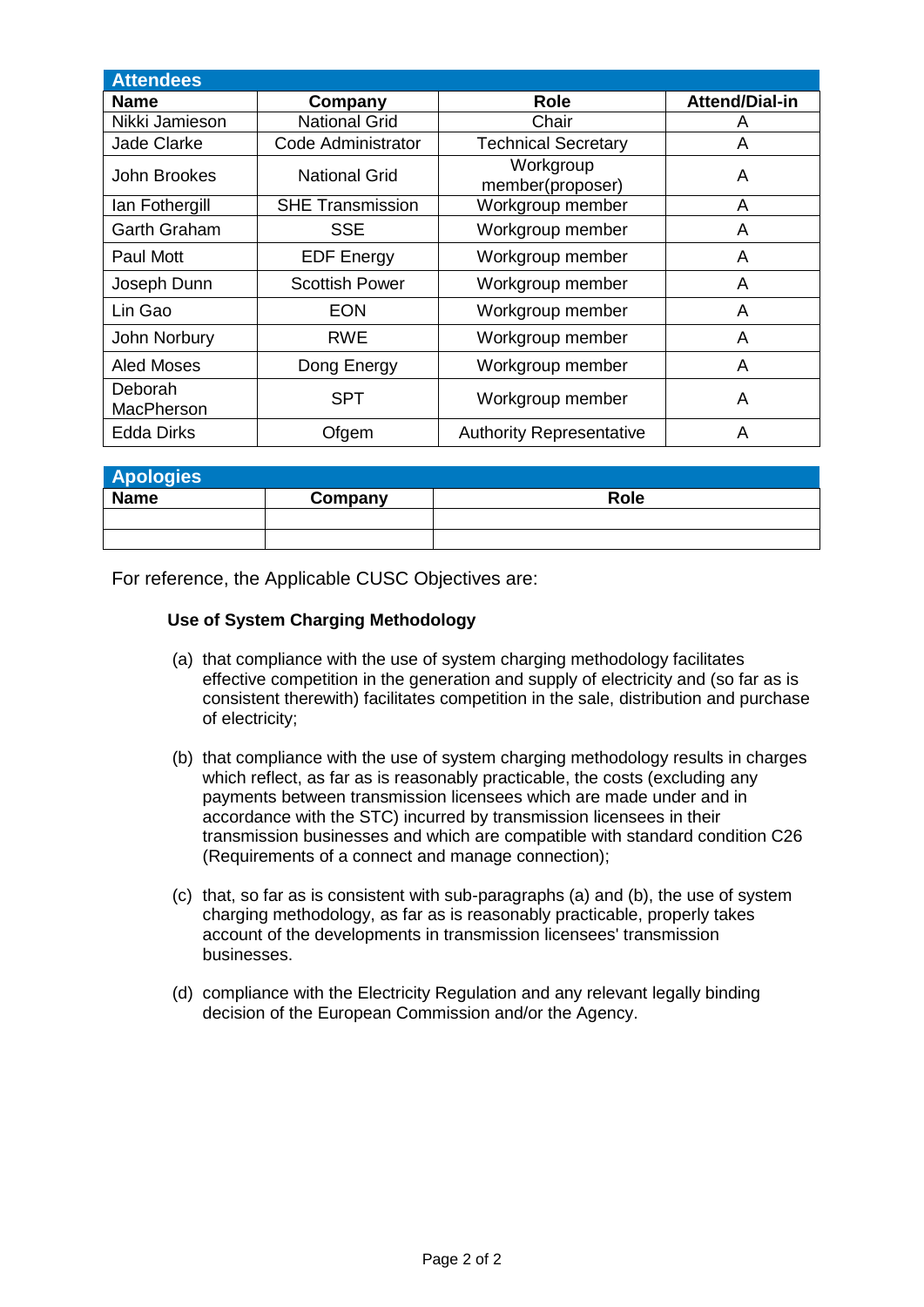## Attendees

| Name | Company | Role | Attend/Dial-in |
|---|---|---|---|
| Nikki Jamieson | National Grid | Chair | A |
| Jade Clarke | Code Administrator | Technical Secretary | A |
| John Brookes | National Grid | Workgroup member(proposer) | A |
| Ian Fothergill | SHE Transmission | Workgroup member | A |
| Garth Graham | SSE | Workgroup member | A |
| Paul Mott | EDF Energy | Workgroup member | A |
| Joseph Dunn | Scottish Power | Workgroup member | A |
| Lin Gao | EON | Workgroup member | A |
| John Norbury | RWE | Workgroup member | A |
| Aled Moses | Dong Energy | Workgroup member | A |
| Deborah MacPherson | SPT | Workgroup member | A |
| Edda Dirks | Ofgem | Authority Representative | A |

## Apologies

| Name | Company | Role |
|---|---|---|
| | | |
| | | |

For reference, the Applicable CUSC Objectives are:

**Use of System Charging Methodology**

(a) that compliance with the use of system charging methodology facilitates effective competition in the generation and supply of electricity and (so far as is consistent therewith) facilitates competition in the sale, distribution and purchase of electricity;

(b) that compliance with the use of system charging methodology results in charges which reflect, as far as is reasonably practicable, the costs (excluding any payments between transmission licensees which are made under and in accordance with the STC) incurred by transmission licensees in their transmission businesses and which are compatible with standard condition C26 (Requirements of a connect and manage connection);

(c) that, so far as is consistent with sub-paragraphs (a) and (b), the use of system charging methodology, as far as is reasonably practicable, properly takes account of the developments in transmission licensees' transmission businesses.

(d) compliance with the Electricity Regulation and any relevant legally binding decision of the European Commission and/or the Agency.